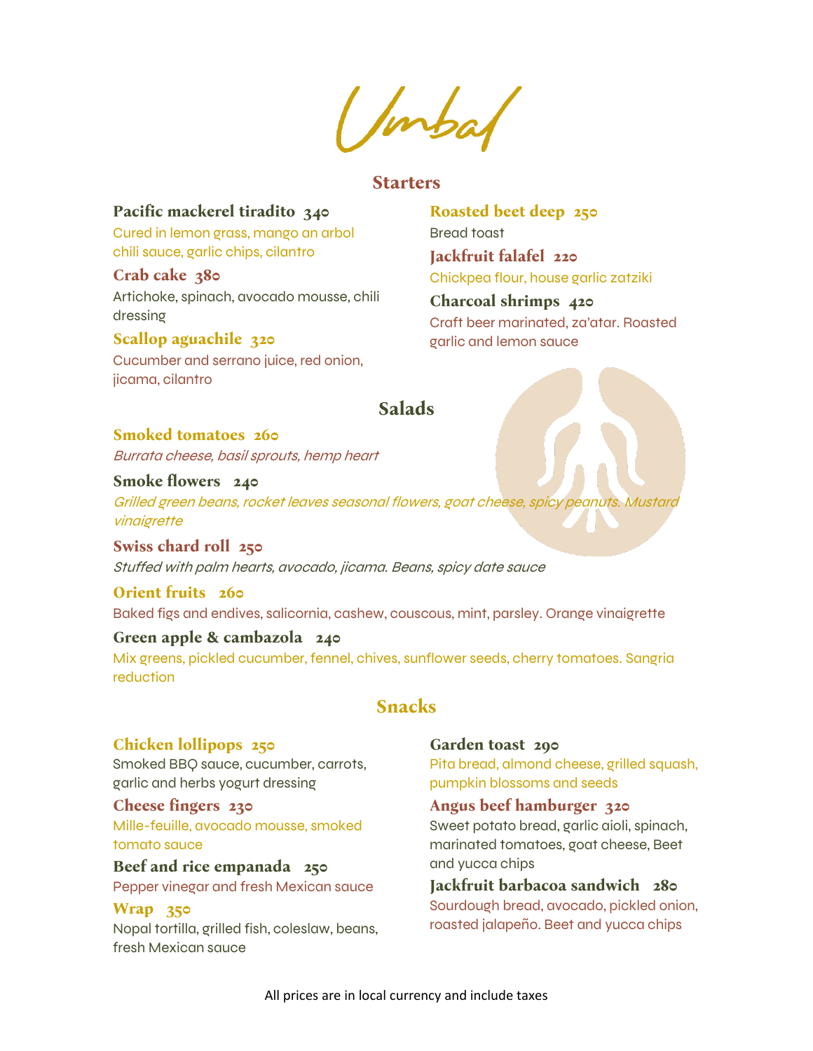# Umbal

## Starters

**Pacific mackerel tiradito 340**
Cured in lemon grass, mango an arbol chili sauce, garlic chips, cilantro

**Crab cake 380**
Artichoke, spinach, avocado mousse, chili dressing

**Scallop aguachile 320**
Cucumber and serrano juice, red onion, jicama, cilantro

**Roasted beet deep 250**
Bread toast

**Jackfruit falafel 220**
Chickpea flour, house garlic zatziki

**Charcoal shrimps 420**
Craft beer marinated, za'atar. Roasted garlic and lemon sauce

## Salads

**Smoked tomatoes 260**
*Burrata cheese, basil sprouts, hemp heart*

**Smoke flowers 240**
*Grilled green beans, rocket leaves seasonal flowers, goat cheese, spicy peanuts. Mustard vinaigrette*

**Swiss chard roll 250**
*Stuffed with palm hearts, avocado, jicama. Beans, spicy date sauce*

**Orient fruits 260**
Baked figs and endives, salicornia, cashew, couscous, mint, parsley. Orange vinaigrette

**Green apple & cambazola 240**
Mix greens, pickled cucumber, fennel, chives, sunflower seeds, cherry tomatoes. Sangria reduction

## Snacks

**Chicken lollipops 250**
Smoked BBQ sauce, cucumber, carrots, garlic and herbs yogurt dressing

**Cheese fingers 230**
Mille-feuille, avocado mousse, smoked tomato sauce

**Beef and rice empanada 250**
Pepper vinegar and fresh Mexican sauce

**Wrap 350**
Nopal tortilla, grilled fish, coleslaw, beans, fresh Mexican sauce

**Garden toast 290**
Pita bread, almond cheese, grilled squash, pumpkin blossoms and seeds

**Angus beef hamburger 320**
Sweet potato bread, garlic aioli, spinach, marinated tomatoes, goat cheese, Beet and yucca chips

**Jackfruit barbacoa sandwich 280**
Sourdough bread, avocado, pickled onion, roasted jalapeño. Beet and yucca chips

All prices are in local currency and include taxes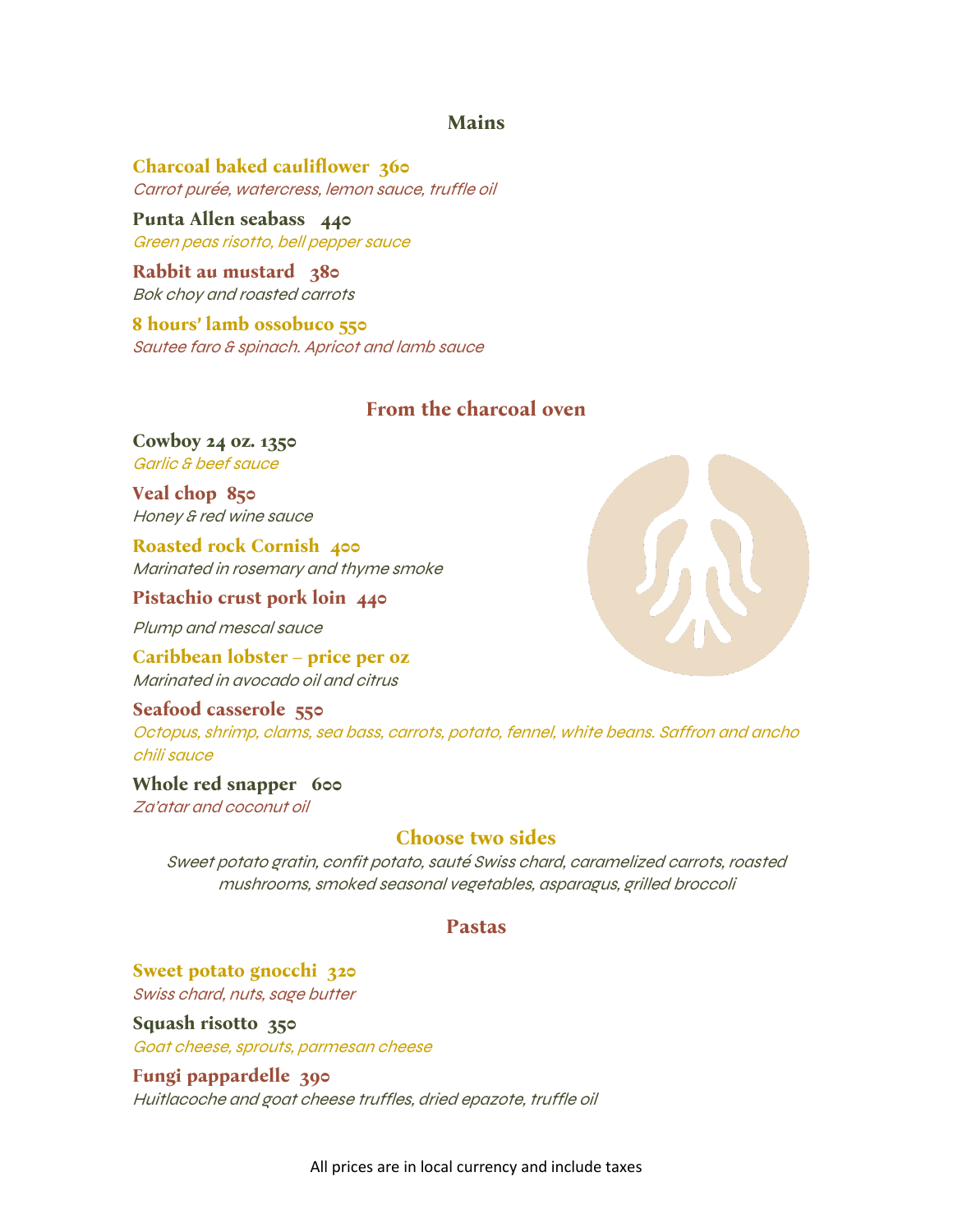## Mains

**Charcoal baked cauliflower 360**
*Carrot purée, watercress, lemon sauce, truffle oil*

**Punta Allen seabass 440**
*Green peas risotto, bell pepper sauce*

**Rabbit au mustard 380**
*Bok choy and roasted carrots*

**8 hours' lamb ossobuco 550**
*Sautee faro & spinach. Apricot and lamb sauce*

## From the charcoal oven

**Cowboy 24 oz. 1350**
*Garlic & beef sauce*

**Veal chop 850**
*Honey & red wine sauce*

**Roasted rock Cornish 400**
*Marinated in rosemary and thyme smoke*

**Pistachio crust pork loin 440**
*Plump and mescal sauce*

**Caribbean lobster – price per oz**
*Marinated in avocado oil and citrus*

**Seafood casserole 550**
*Octopus, shrimp, clams, sea bass, carrots, potato, fennel, white beans. Saffron and ancho chili sauce*

**Whole red snapper 600**
*Za'atar and coconut oil*

## Choose two sides

*Sweet potato gratin, confit potato, sauté Swiss chard, caramelized carrots, roasted mushrooms, smoked seasonal vegetables, asparagus, grilled broccoli*

## Pastas

**Sweet potato gnocchi 320**
*Swiss chard, nuts, sage butter*

**Squash risotto 350**
*Goat cheese, sprouts, parmesan cheese*

**Fungi pappardelle 390**
*Huitlacoche and goat cheese truffles, dried epazote, truffle oil*

All prices are in local currency and include taxes